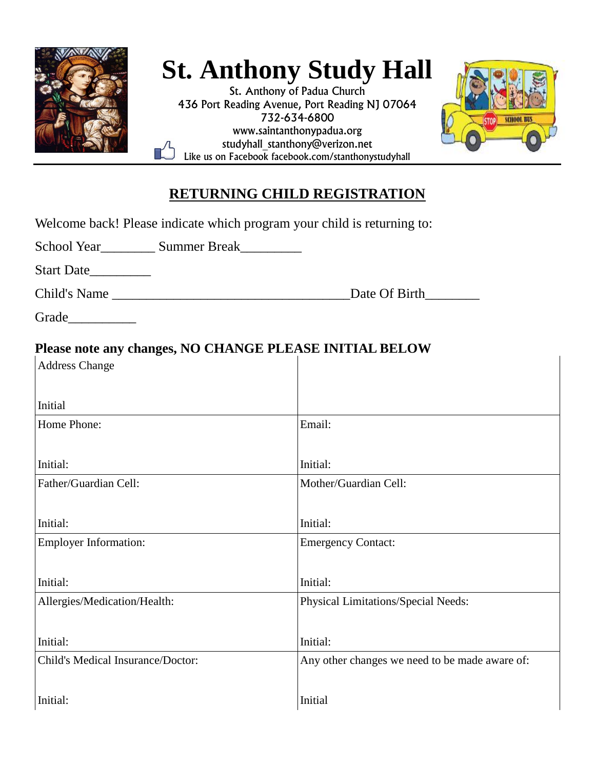# St. Anthony Study Hall

St. Anthony of Padua Church
436 Port Reading Avenue, Port Reading NJ 07064
732-634-6800
www.saintanthonypadua.org
studyhall_stanthony@verizon.net
Like us on Facebook facebook.com/stanthonystudyhall

## RETURNING CHILD REGISTRATION

Welcome back! Please indicate which program your child is returning to:

School Year________ Summer Break_________

Start Date_________

Child's Name ___________________________________Date Of Birth________

Grade__________

**Please note any changes, NO CHANGE PLEASE INITIAL BELOW**

| | |
|---|---|
| Address Change<br><br>Initial | |
| Home Phone:<br><br>Initial: | Email:<br><br>Initial: |
| Father/Guardian Cell:<br><br>Initial: | Mother/Guardian Cell:<br><br>Initial: |
| Employer Information:<br><br>Initial: | Emergency Contact:<br><br>Initial: |
| Allergies/Medication/Health:<br><br>Initial: | Physical Limitations/Special Needs:<br><br>Initial: |
| Child's Medical Insurance/Doctor:<br><br>Initial: | Any other changes we need to be made aware of:<br><br>Initial |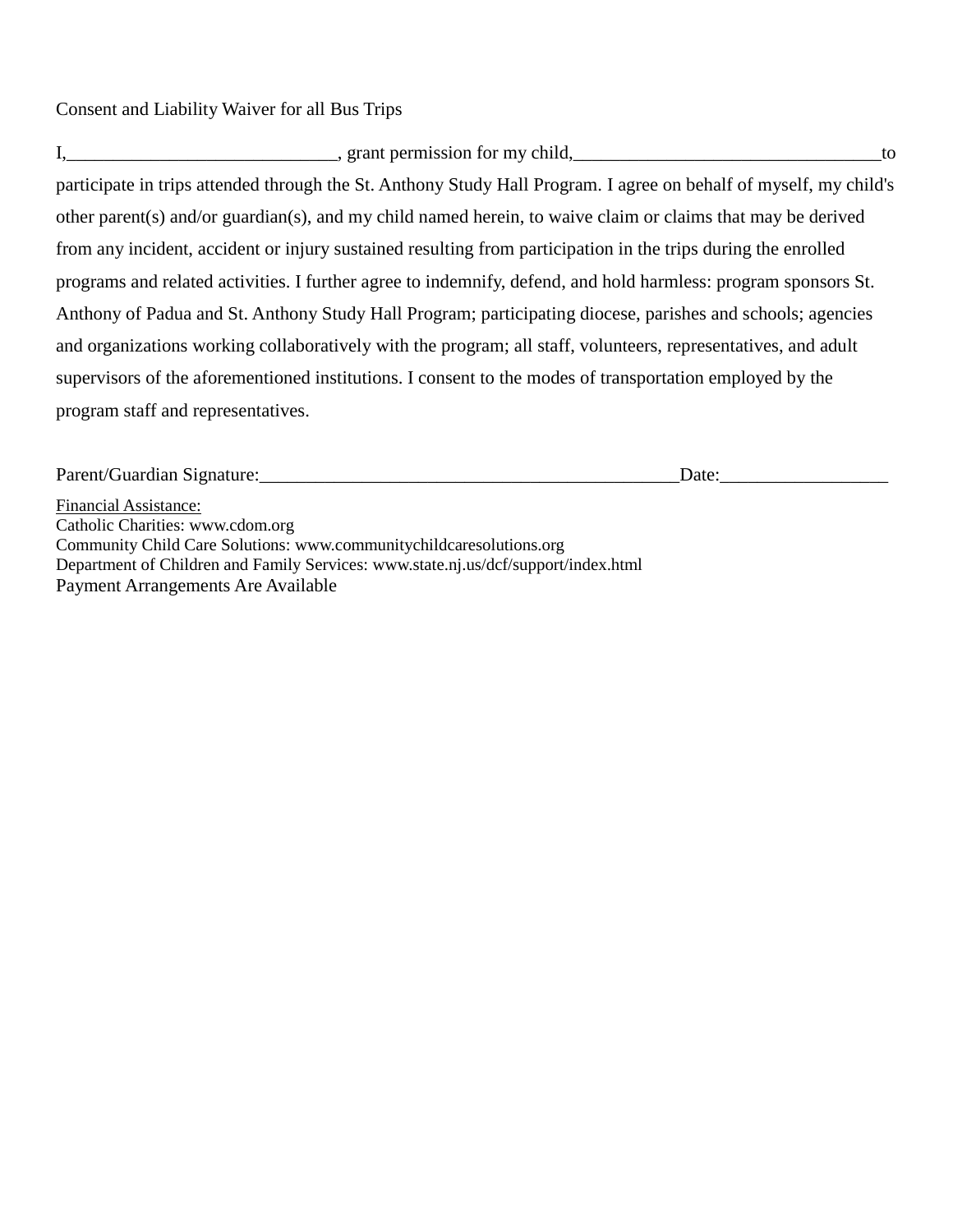Consent and Liability Waiver for all Bus Trips

I,____________________________, grant permission for my child,_________________________________to participate in trips attended through the St. Anthony Study Hall Program. I agree on behalf of myself, my child's other parent(s) and/or guardian(s), and my child named herein, to waive claim or claims that may be derived from any incident, accident or injury sustained resulting from participation in the trips during the enrolled programs and related activities. I further agree to indemnify, defend, and hold harmless: program sponsors St. Anthony of Padua and St. Anthony Study Hall Program; participating diocese, parishes and schools; agencies and organizations working collaboratively with the program; all staff, volunteers, representatives, and adult supervisors of the aforementioned institutions. I consent to the modes of transportation employed by the program staff and representatives.

Parent/Guardian Signature:______________________________________________Date:__________________

Financial Assistance:
Catholic Charities: www.cdom.org
Community Child Care Solutions: www.communitychildcaresolutions.org
Department of Children and Family Services: www.state.nj.us/dcf/support/index.html
Payment Arrangements Are Available